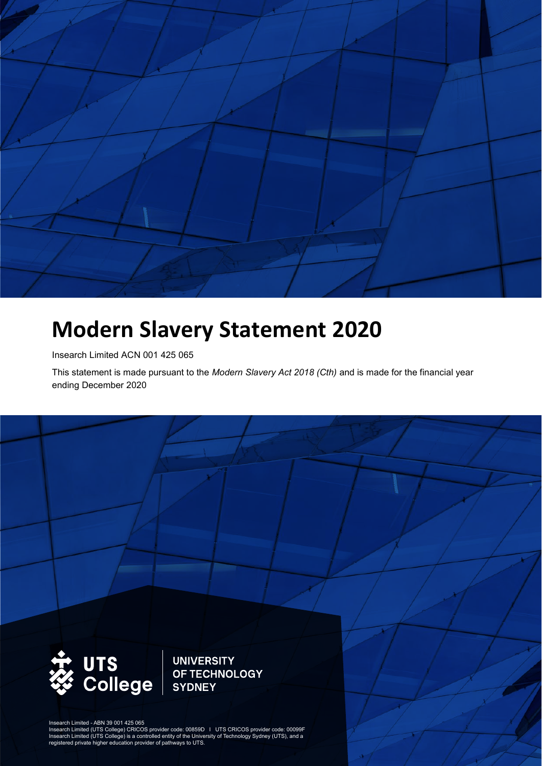# Modern Slavery Statement 2020

Insearch Limited ACN 001 425 065

This statement is made pursuant to the *Modern Slavery Act 2018 (Cth)* and is made for the financial year ending December 2020

UTS College | UNIVERSITY OF TECHNOLOGY SYDNEY

Insearch Limited - ABN 39 001 425 065
Insearch Limited (UTS College) CRICOS provider code: 00859D I UTS CRICOS provider code: 00099F
Insearch Limited (UTS College) is a controlled entity of the University of Technology Sydney (UTS), and a registered private higher education provider of pathways to UTS.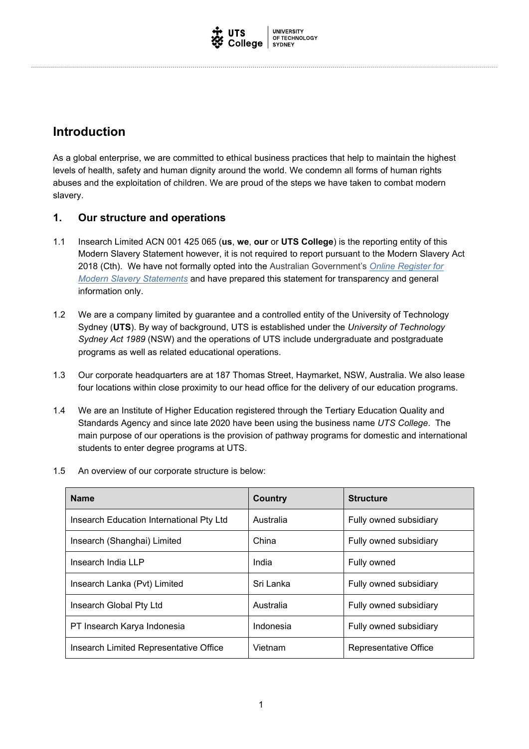## Introduction

As a global enterprise, we are committed to ethical business practices that help to maintain the highest levels of health, safety and human dignity around the world. We condemn all forms of human rights abuses and the exploitation of children. We are proud of the steps we have taken to combat modern slavery.

### 1. Our structure and operations

1.1 Insearch Limited ACN 001 425 065 (**us**, **we**, **our** or **UTS College**) is the reporting entity of this Modern Slavery Statement however, it is not required to report pursuant to the Modern Slavery Act 2018 (Cth). We have not formally opted into the Australian Government's *Online Register for Modern Slavery Statements* and have prepared this statement for transparency and general information only.

1.2 We are a company limited by guarantee and a controlled entity of the University of Technology Sydney (**UTS**). By way of background, UTS is established under the *University of Technology Sydney Act 1989* (NSW) and the operations of UTS include undergraduate and postgraduate programs as well as related educational operations.

1.3 Our corporate headquarters are at 187 Thomas Street, Haymarket, NSW, Australia. We also lease four locations within close proximity to our head office for the delivery of our education programs.

1.4 We are an Institute of Higher Education registered through the Tertiary Education Quality and Standards Agency and since late 2020 have been using the business name *UTS College*. The main purpose of our operations is the provision of pathway programs for domestic and international students to enter degree programs at UTS.

1.5 An overview of our corporate structure is below:

| Name | Country | Structure |
|---|---|---|
| Insearch Education International Pty Ltd | Australia | Fully owned subsidiary |
| Insearch (Shanghai) Limited | China | Fully owned subsidiary |
| Insearch India LLP | India | Fully owned |
| Insearch Lanka (Pvt) Limited | Sri Lanka | Fully owned subsidiary |
| Insearch Global Pty Ltd | Australia | Fully owned subsidiary |
| PT Insearch Karya Indonesia | Indonesia | Fully owned subsidiary |
| Insearch Limited Representative Office | Vietnam | Representative Office |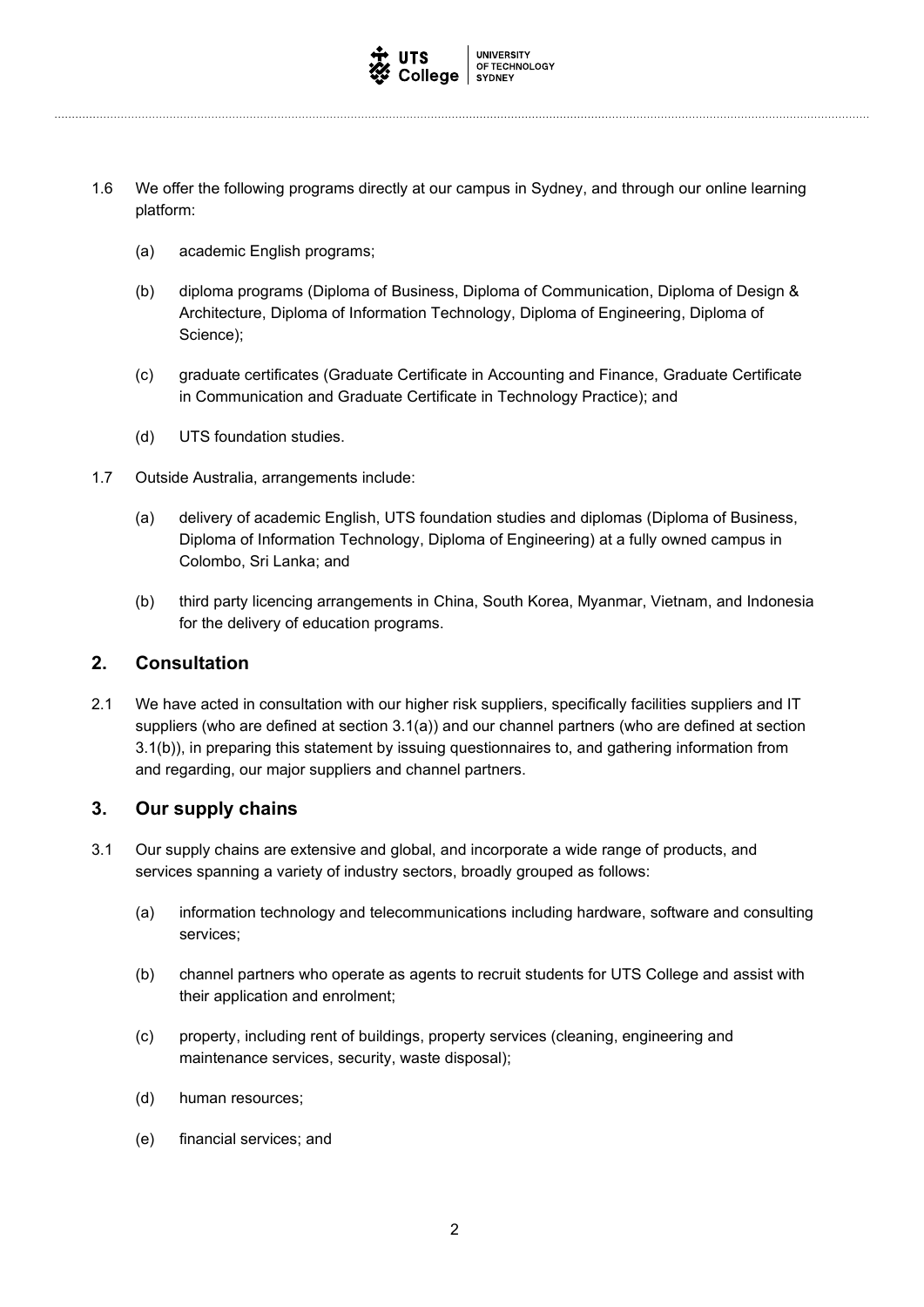1.6 We offer the following programs directly at our campus in Sydney, and through our online learning platform:

(a) academic English programs;

(b) diploma programs (Diploma of Business, Diploma of Communication, Diploma of Design & Architecture, Diploma of Information Technology, Diploma of Engineering, Diploma of Science);

(c) graduate certificates (Graduate Certificate in Accounting and Finance, Graduate Certificate in Communication and Graduate Certificate in Technology Practice); and

(d) UTS foundation studies.

1.7 Outside Australia, arrangements include:

(a) delivery of academic English, UTS foundation studies and diplomas (Diploma of Business, Diploma of Information Technology, Diploma of Engineering) at a fully owned campus in Colombo, Sri Lanka; and

(b) third party licencing arrangements in China, South Korea, Myanmar, Vietnam, and Indonesia for the delivery of education programs.

## 2. Consultation

2.1 We have acted in consultation with our higher risk suppliers, specifically facilities suppliers and IT suppliers (who are defined at section 3.1(a)) and our channel partners (who are defined at section 3.1(b)), in preparing this statement by issuing questionnaires to, and gathering information from and regarding, our major suppliers and channel partners.

## 3. Our supply chains

3.1 Our supply chains are extensive and global, and incorporate a wide range of products, and services spanning a variety of industry sectors, broadly grouped as follows:

(a) information technology and telecommunications including hardware, software and consulting services;

(b) channel partners who operate as agents to recruit students for UTS College and assist with their application and enrolment;

(c) property, including rent of buildings, property services (cleaning, engineering and maintenance services, security, waste disposal);

(d) human resources;

(e) financial services; and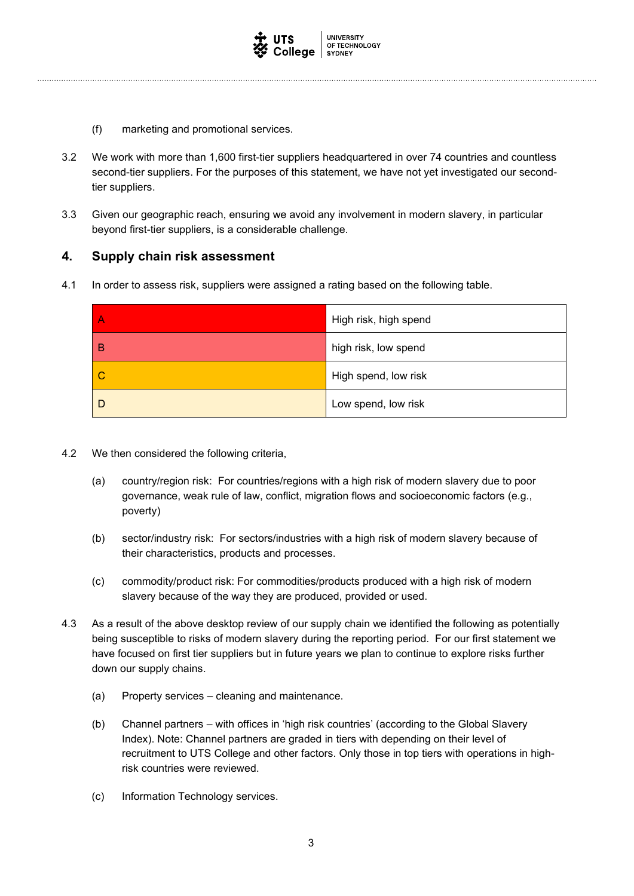(f) marketing and promotional services.

3.2 We work with more than 1,600 first-tier suppliers headquartered in over 74 countries and countless second-tier suppliers. For the purposes of this statement, we have not yet investigated our second-tier suppliers.

3.3 Given our geographic reach, ensuring we avoid any involvement in modern slavery, in particular beyond first-tier suppliers, is a considerable challenge.

## 4. Supply chain risk assessment

4.1 In order to assess risk, suppliers were assigned a rating based on the following table.

| | |
|---|---|
| A | High risk, high spend |
| B | high risk, low spend |
| C | High spend, low risk |
| D | Low spend, low risk |

4.2 We then considered the following criteria,

(a) country/region risk: For countries/regions with a high risk of modern slavery due to poor governance, weak rule of law, conflict, migration flows and socioeconomic factors (e.g., poverty)

(b) sector/industry risk: For sectors/industries with a high risk of modern slavery because of their characteristics, products and processes.

(c) commodity/product risk: For commodities/products produced with a high risk of modern slavery because of the way they are produced, provided or used.

4.3 As a result of the above desktop review of our supply chain we identified the following as potentially being susceptible to risks of modern slavery during the reporting period. For our first statement we have focused on first tier suppliers but in future years we plan to continue to explore risks further down our supply chains.

(a) Property services – cleaning and maintenance.

(b) Channel partners – with offices in 'high risk countries' (according to the Global Slavery Index). Note: Channel partners are graded in tiers with depending on their level of recruitment to UTS College and other factors. Only those in top tiers with operations in high-risk countries were reviewed.

(c) Information Technology services.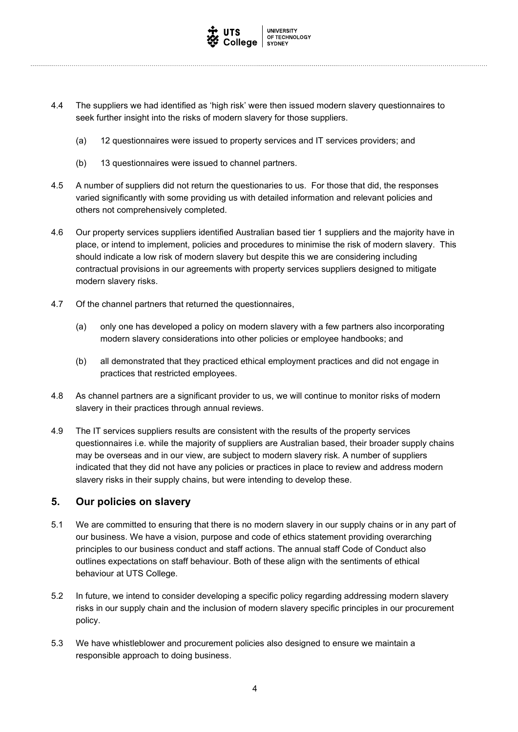4.4 The suppliers we had identified as 'high risk' were then issued modern slavery questionnaires to seek further insight into the risks of modern slavery for those suppliers.

(a) 12 questionnaires were issued to property services and IT services providers; and

(b) 13 questionnaires were issued to channel partners.

4.5 A number of suppliers did not return the questionaries to us. For those that did, the responses varied significantly with some providing us with detailed information and relevant policies and others not comprehensively completed.

4.6 Our property services suppliers identified Australian based tier 1 suppliers and the majority have in place, or intend to implement, policies and procedures to minimise the risk of modern slavery. This should indicate a low risk of modern slavery but despite this we are considering including contractual provisions in our agreements with property services suppliers designed to mitigate modern slavery risks.

4.7 Of the channel partners that returned the questionnaires,

(a) only one has developed a policy on modern slavery with a few partners also incorporating modern slavery considerations into other policies or employee handbooks; and

(b) all demonstrated that they practiced ethical employment practices and did not engage in practices that restricted employees.

4.8 As channel partners are a significant provider to us, we will continue to monitor risks of modern slavery in their practices through annual reviews.

4.9 The IT services suppliers results are consistent with the results of the property services questionnaires i.e. while the majority of suppliers are Australian based, their broader supply chains may be overseas and in our view, are subject to modern slavery risk. A number of suppliers indicated that they did not have any policies or practices in place to review and address modern slavery risks in their supply chains, but were intending to develop these.

## 5. Our policies on slavery

5.1 We are committed to ensuring that there is no modern slavery in our supply chains or in any part of our business. We have a vision, purpose and code of ethics statement providing overarching principles to our business conduct and staff actions. The annual staff Code of Conduct also outlines expectations on staff behaviour. Both of these align with the sentiments of ethical behaviour at UTS College.

5.2 In future, we intend to consider developing a specific policy regarding addressing modern slavery risks in our supply chain and the inclusion of modern slavery specific principles in our procurement policy.

5.3 We have whistleblower and procurement policies also designed to ensure we maintain a responsible approach to doing business.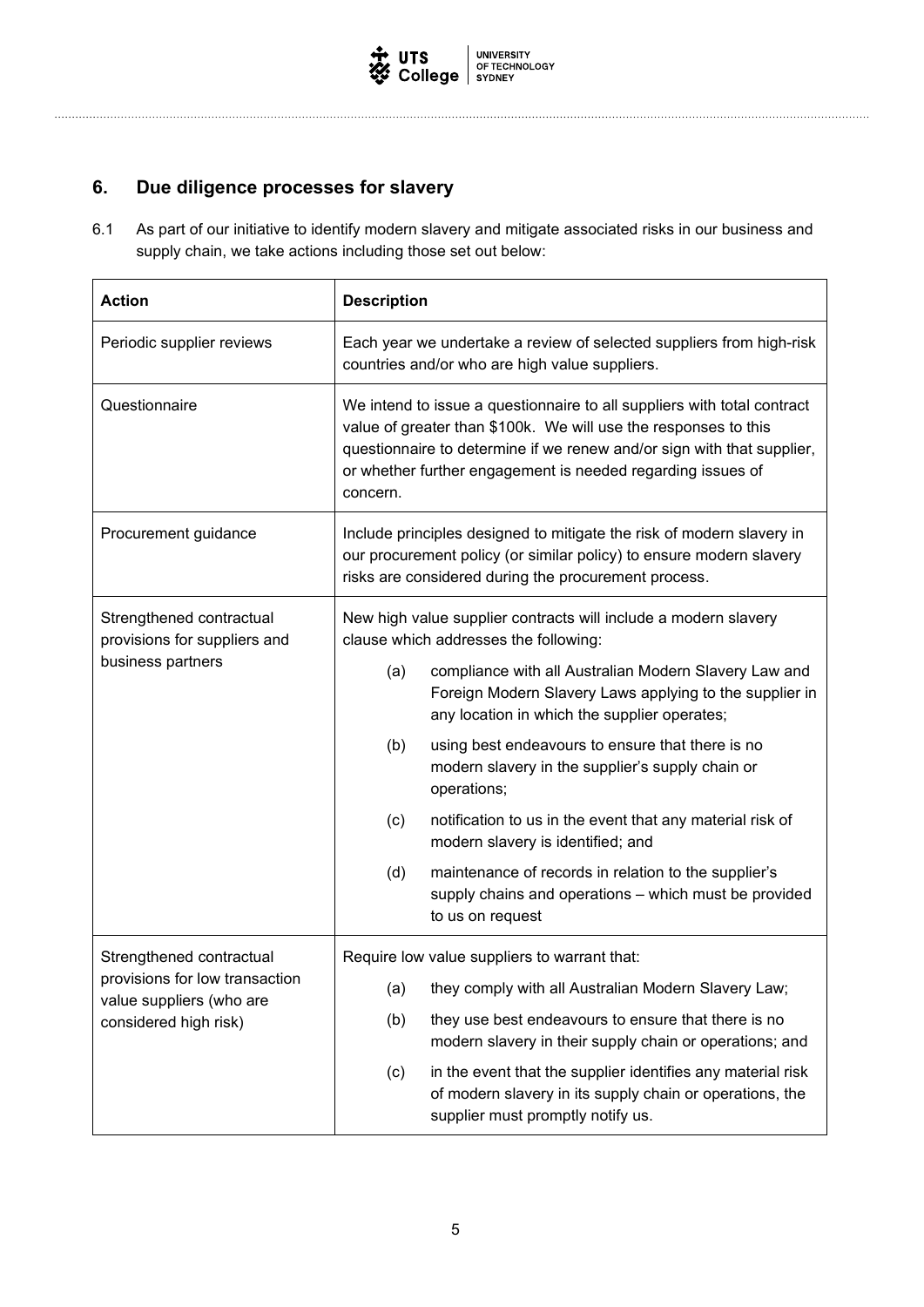## 6. Due diligence processes for slavery

6.1 As part of our initiative to identify modern slavery and mitigate associated risks in our business and supply chain, we take actions including those set out below:

| Action | Description |
|---|---|
| Periodic supplier reviews | Each year we undertake a review of selected suppliers from high-risk countries and/or who are high value suppliers. |
| Questionnaire | We intend to issue a questionnaire to all suppliers with total contract value of greater than $100k. We will use the responses to this questionnaire to determine if we renew and/or sign with that supplier, or whether further engagement is needed regarding issues of concern. |
| Procurement guidance | Include principles designed to mitigate the risk of modern slavery in our procurement policy (or similar policy) to ensure modern slavery risks are considered during the procurement process. |
| Strengthened contractual provisions for suppliers and business partners | New high value supplier contracts will include a modern slavery clause which addresses the following:<br>(a) compliance with all Australian Modern Slavery Law and Foreign Modern Slavery Laws applying to the supplier in any location in which the supplier operates;<br>(b) using best endeavours to ensure that there is no modern slavery in the supplier's supply chain or operations;<br>(c) notification to us in the event that any material risk of modern slavery is identified; and<br>(d) maintenance of records in relation to the supplier's supply chains and operations – which must be provided to us on request |
| Strengthened contractual provisions for low transaction value suppliers (who are considered high risk) | Require low value suppliers to warrant that:<br>(a) they comply with all Australian Modern Slavery Law;<br>(b) they use best endeavours to ensure that there is no modern slavery in their supply chain or operations; and<br>(c) in the event that the supplier identifies any material risk of modern slavery in its supply chain or operations, the supplier must promptly notify us. |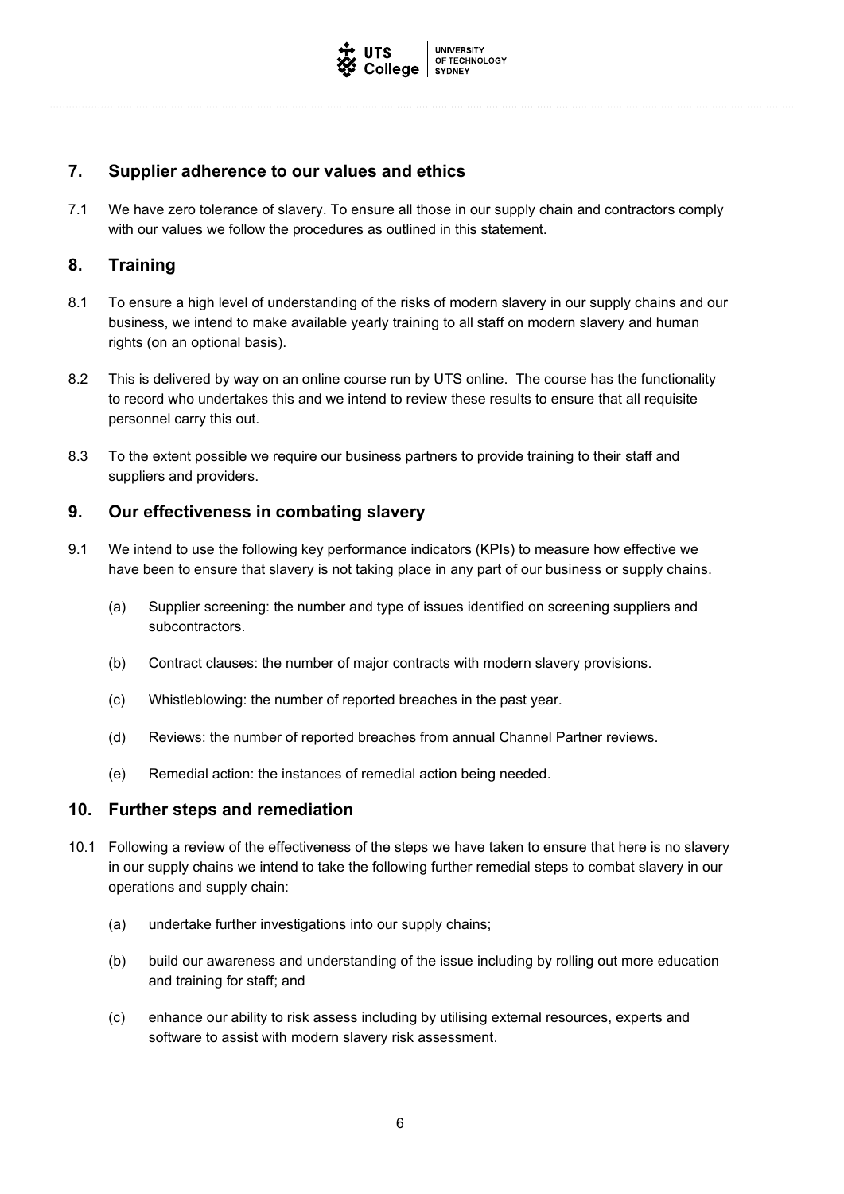## 7. Supplier adherence to our values and ethics

7.1 We have zero tolerance of slavery. To ensure all those in our supply chain and contractors comply with our values we follow the procedures as outlined in this statement.

## 8. Training

8.1 To ensure a high level of understanding of the risks of modern slavery in our supply chains and our business, we intend to make available yearly training to all staff on modern slavery and human rights (on an optional basis).

8.2 This is delivered by way on an online course run by UTS online. The course has the functionality to record who undertakes this and we intend to review these results to ensure that all requisite personnel carry this out.

8.3 To the extent possible we require our business partners to provide training to their staff and suppliers and providers.

## 9. Our effectiveness in combating slavery

9.1 We intend to use the following key performance indicators (KPIs) to measure how effective we have been to ensure that slavery is not taking place in any part of our business or supply chains.

(a) Supplier screening: the number and type of issues identified on screening suppliers and subcontractors.

(b) Contract clauses: the number of major contracts with modern slavery provisions.

(c) Whistleblowing: the number of reported breaches in the past year.

(d) Reviews: the number of reported breaches from annual Channel Partner reviews.

(e) Remedial action: the instances of remedial action being needed.

## 10. Further steps and remediation

10.1 Following a review of the effectiveness of the steps we have taken to ensure that here is no slavery in our supply chains we intend to take the following further remedial steps to combat slavery in our operations and supply chain:

(a) undertake further investigations into our supply chains;

(b) build our awareness and understanding of the issue including by rolling out more education and training for staff; and

(c) enhance our ability to risk assess including by utilising external resources, experts and software to assist with modern slavery risk assessment.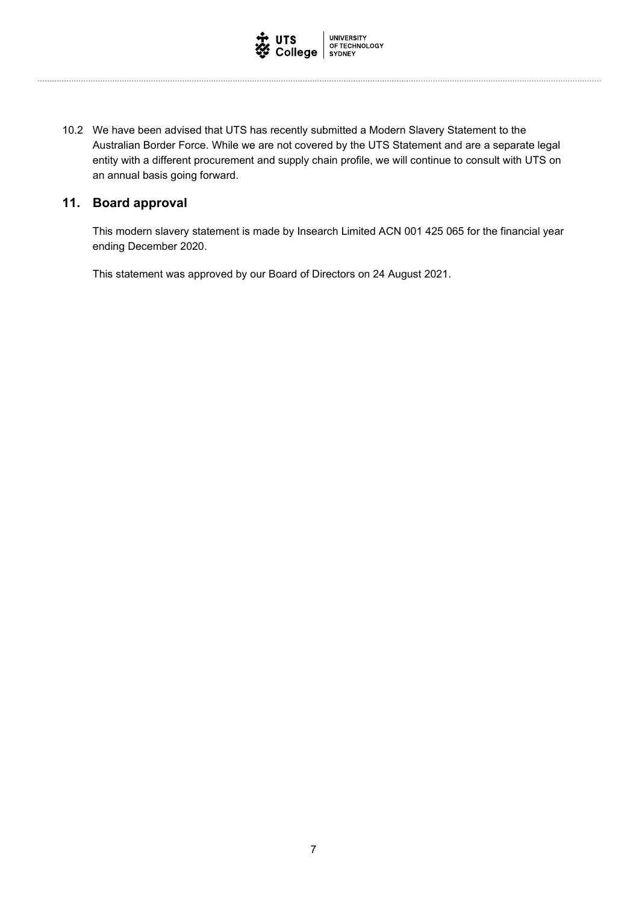10.2 We have been advised that UTS has recently submitted a Modern Slavery Statement to the Australian Border Force. While we are not covered by the UTS Statement and are a separate legal entity with a different procurement and supply chain profile, we will continue to consult with UTS on an annual basis going forward.

## 11. Board approval

This modern slavery statement is made by Insearch Limited ACN 001 425 065 for the financial year ending December 2020.

This statement was approved by our Board of Directors on 24 August 2021.